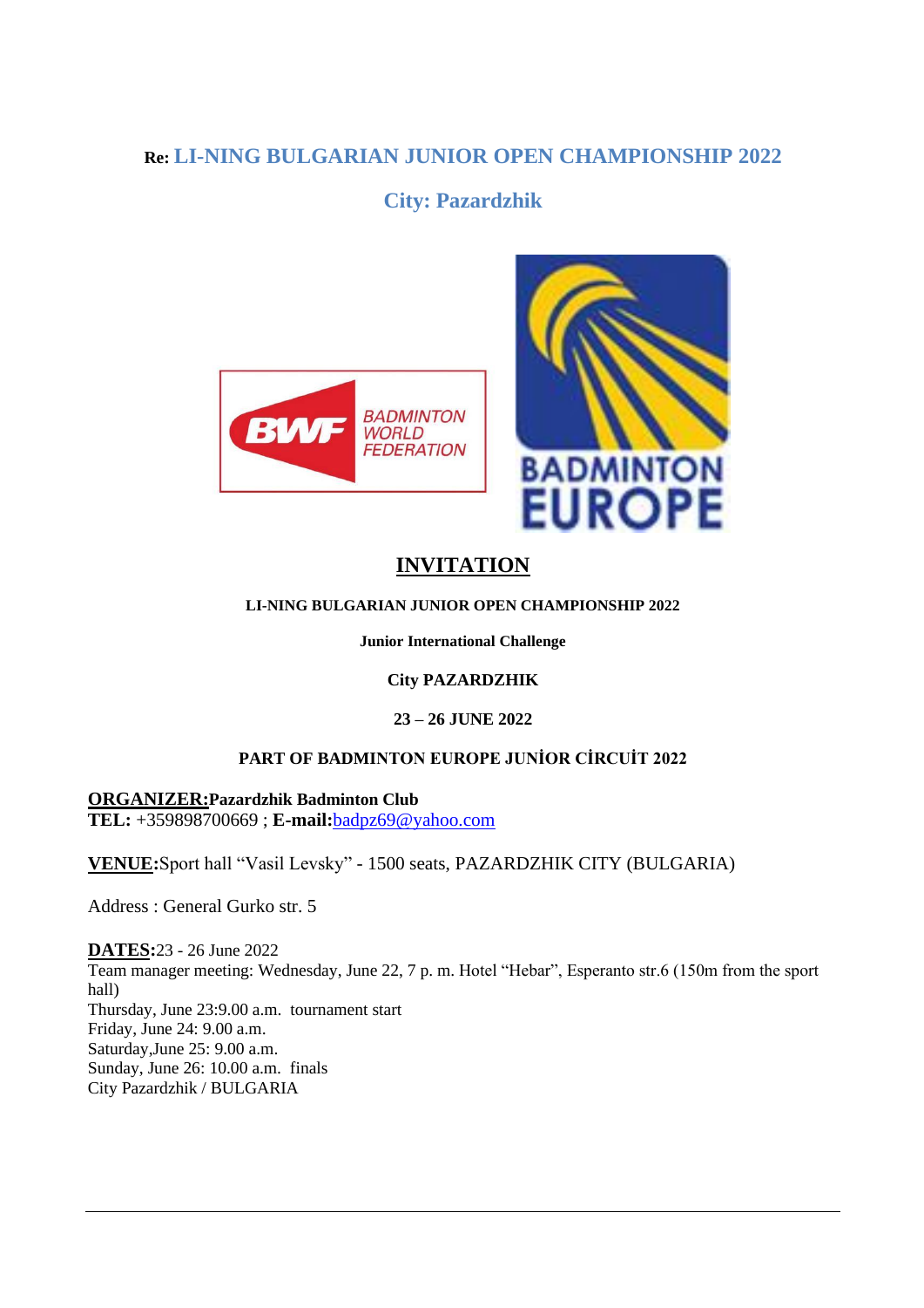**Re: LI-NING BULGARIAN JUNIOR OPEN CHAMPIONSHIP 2022**

**City: Pazardzhik**

# INVITATION

**LI-NING BULGARIAN JUNIOR OPEN CHAMPIONSHIP 2022**

**Junior International Challenge**

**City PAZARDZHIK**

**23 – 26 JUNE 2022**

**PART OF BADMINTON EUROPE JUNİOR CİRCUİT 2022**

**ORGANIZER:Pazardzhik Badminton Club**
**TEL:** +359898700669 ; **E-mail:**badpz69@yahoo.com

**VENUE:**Sport hall "Vasil Levsky" - 1500 seats, PAZARDZHIK CITY (BULGARIA)

Address : General Gurko str. 5

**DATES:**23 - 26 June 2022
Team manager meeting: Wednesday, June 22, 7 p. m. Hotel "Hebar", Esperanto str.6 (150m from the sport hall)
Thursday, June 23:9.00 a.m. tournament start
Friday, June 24: 9.00 a.m.
Saturday,June 25: 9.00 a.m.
Sunday, June 26: 10.00 a.m. finals
City Pazardzhik / BULGARIA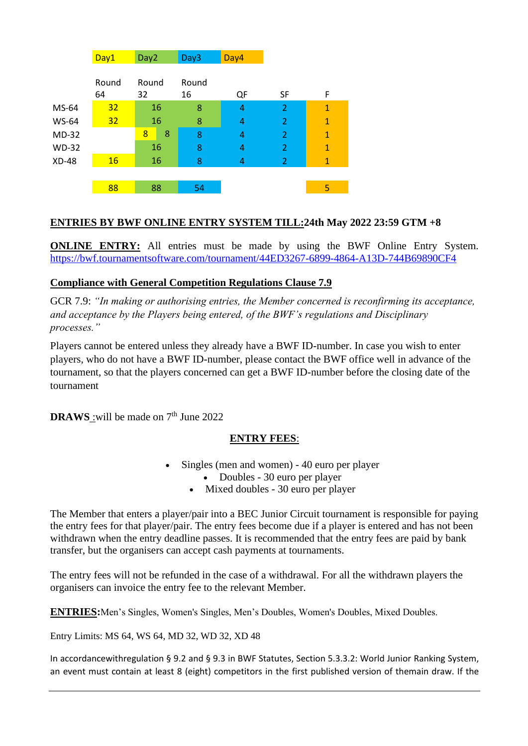| | Day1 | Day2 | | Day3 | Day4 | | |
|---|---|---|---|---|---|---|---|
| | Round 64 | Round 32 | | Round 16 | QF | SF | F |
| MS-64 | 32 | 16 | | 8 | 4 | 2 | 1 |
| WS-64 | 32 | 16 | | 8 | 4 | 2 | 1 |
| MD-32 | | 8 | 8 | 8 | 4 | 2 | 1 |
| WD-32 | | 16 | | 8 | 4 | 2 | 1 |
| XD-48 | 16 | 16 | | 8 | 4 | 2 | 1 |
| | 88 | 88 | | 54 | | | 5 |

**ENTRIES BY BWF ONLINE ENTRY SYSTEM TILL:24th May 2022 23:59 GTM +8**

**ONLINE ENTRY:** All entries must be made by using the BWF Online Entry System. https://bwf.tournamentsoftware.com/tournament/44ED3267-6899-4864-A13D-744B69890CF4

**Compliance with General Competition Regulations Clause 7.9**

GCR 7.9: *"In making or authorising entries, the Member concerned is reconfirming its acceptance, and acceptance by the Players being entered, of the BWF's regulations and Disciplinary processes."*

Players cannot be entered unless they already have a BWF ID-number. In case you wish to enter players, who do not have a BWF ID-number, please contact the BWF office well in advance of the tournament, so that the players concerned can get a BWF ID-number before the closing date of the tournament

**DRAWS** :will be made on 7th June 2022

**ENTRY FEES**:

- Singles (men and women) - 40 euro per player
- Doubles - 30 euro per player
- Mixed doubles - 30 euro per player

The Member that enters a player/pair into a BEC Junior Circuit tournament is responsible for paying the entry fees for that player/pair. The entry fees become due if a player is entered and has not been withdrawn when the entry deadline passes. It is recommended that the entry fees are paid by bank transfer, but the organisers can accept cash payments at tournaments.

The entry fees will not be refunded in the case of a withdrawal. For all the withdrawn players the organisers can invoice the entry fee to the relevant Member.

**ENTRIES:**Men's Singles, Women's Singles, Men's Doubles, Women's Doubles, Mixed Doubles.

Entry Limits: MS 64, WS 64, MD 32, WD 32, XD 48

In accordancewithregulation § 9.2 and § 9.3 in BWF Statutes, Section 5.3.3.2: World Junior Ranking System, an event must contain at least 8 (eight) competitors in the first published version of themain draw. If the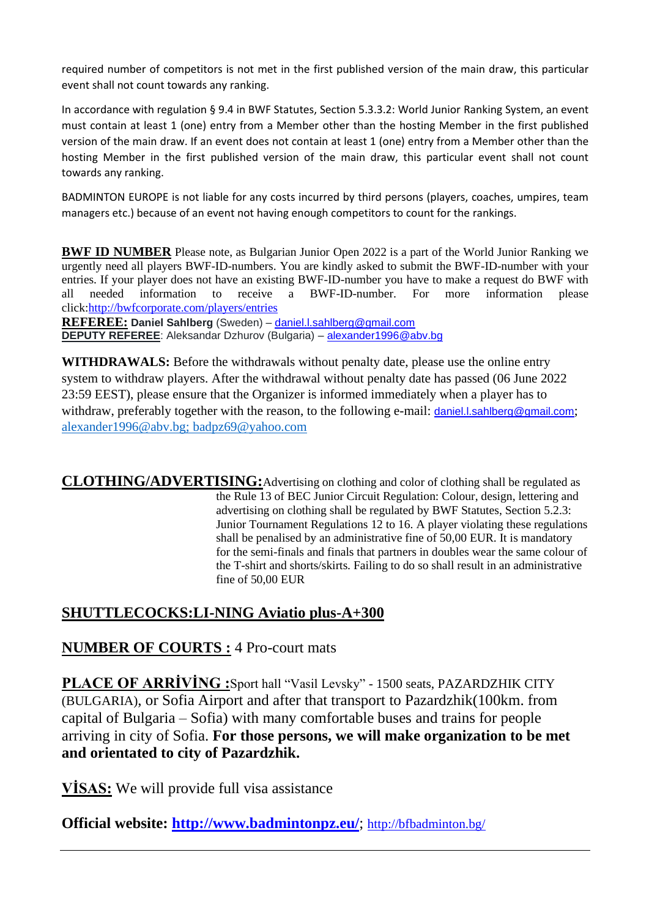required number of competitors is not met in the first published version of the main draw, this particular event shall not count towards any ranking.

In accordance with regulation § 9.4 in BWF Statutes, Section 5.3.3.2: World Junior Ranking System, an event must contain at least 1 (one) entry from a Member other than the hosting Member in the first published version of the main draw. If an event does not contain at least 1 (one) entry from a Member other than the hosting Member in the first published version of the main draw, this particular event shall not count towards any ranking.

BADMINTON EUROPE is not liable for any costs incurred by third persons (players, coaches, umpires, team managers etc.) because of an event not having enough competitors to count for the rankings.

**BWF ID NUMBER** Please note, as Bulgarian Junior Open 2022 is a part of the World Junior Ranking we urgently need all players BWF-ID-numbers. You are kindly asked to submit the BWF-ID-number with your entries. If your player does not have an existing BWF-ID-number you have to make a request do BWF with all needed information to receive a BWF-ID-number. For more information please click:http://bwfcorporate.com/players/entries

**REFEREE:** **Daniel Sahlberg** (Sweden) – daniel.l.sahlberg@gmail.com

**DEPUTY REFEREE**: Aleksandar Dzhurov (Bulgaria) – alexander1996@abv.bg

**WITHDRAWALS:** Before the withdrawals without penalty date, please use the online entry system to withdraw players. After the withdrawal without penalty date has passed (06 June 2022 23:59 EEST), please ensure that the Organizer is informed immediately when a player has to withdraw, preferably together with the reason, to the following e-mail: daniel.l.sahlberg@gmail.com; alexander1996@abv.bg; badpz69@yahoo.com

**CLOTHING/ADVERTISING:** Advertising on clothing and color of clothing shall be regulated as the Rule 13 of BEC Junior Circuit Regulation: Colour, design, lettering and advertising on clothing shall be regulated by BWF Statutes, Section 5.2.3: Junior Tournament Regulations 12 to 16. A player violating these regulations shall be penalised by an administrative fine of 50,00 EUR. It is mandatory for the semi-finals and finals that partners in doubles wear the same colour of the T-shirt and shorts/skirts. Failing to do so shall result in an administrative fine of 50,00 EUR

**SHUTTLECOCKS:LI-NING Aviatio plus-A+300**

**NUMBER OF COURTS :** 4 Pro-court mats

**PLACE OF ARRİVİNG :** Sport hall "Vasil Levsky" - 1500 seats, PAZARDZHIK CITY (BULGARIA), or Sofia Airport and after that transport to Pazardzhik(100km. from capital of Bulgaria – Sofia) with many comfortable buses and trains for people arriving in city of Sofia. **For those persons, we will make organization to be met and orientated to city of Pazardzhik.**

**VİSAS:** We will provide full visa assistance

**Official website: http://www.badmintonpz.eu/**; http://bfbadminton.bg/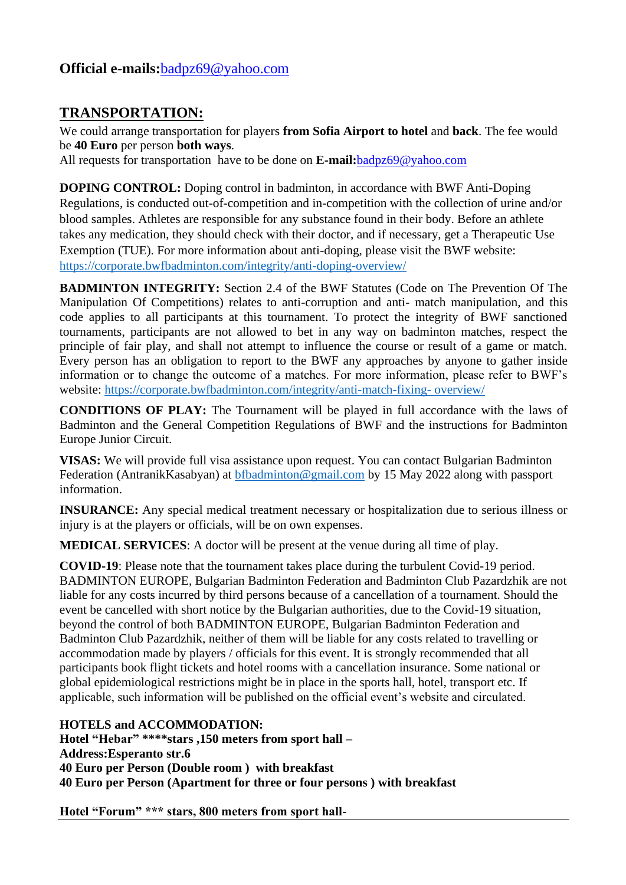**Official e-mails:**badpz69@yahoo.com

## TRANSPORTATION:

We could arrange transportation for players **from Sofia Airport to hotel** and **back**. The fee would be **40 Euro** per person **both ways**.
All requests for transportation have to be done on **E-mail:**badpz69@yahoo.com

**DOPING CONTROL:** Doping control in badminton, in accordance with BWF Anti-Doping Regulations, is conducted out-of-competition and in-competition with the collection of urine and/or blood samples. Athletes are responsible for any substance found in their body. Before an athlete takes any medication, they should check with their doctor, and if necessary, get a Therapeutic Use Exemption (TUE). For more information about anti-doping, please visit the BWF website: https://corporate.bwfbadminton.com/integrity/anti-doping-overview/

**BADMINTON INTEGRITY:** Section 2.4 of the BWF Statutes (Code on The Prevention Of The Manipulation Of Competitions) relates to anti-corruption and anti- match manipulation, and this code applies to all participants at this tournament. To protect the integrity of BWF sanctioned tournaments, participants are not allowed to bet in any way on badminton matches, respect the principle of fair play, and shall not attempt to influence the course or result of a game or match. Every person has an obligation to report to the BWF any approaches by anyone to gather inside information or to change the outcome of a matches. For more information, please refer to BWF's website: https://corporate.bwfbadminton.com/integrity/anti-match-fixing- overview/

**CONDITIONS OF PLAY:** The Tournament will be played in full accordance with the laws of Badminton and the General Competition Regulations of BWF and the instructions for Badminton Europe Junior Circuit.

**VISAS:** We will provide full visa assistance upon request. You can contact Bulgarian Badminton Federation (AntranikKasabyan) at bfbadminton@gmail.com by 15 May 2022 along with passport information.

**INSURANCE:** Any special medical treatment necessary or hospitalization due to serious illness or injury is at the players or officials, will be on own expenses.

**MEDICAL SERVICES**: A doctor will be present at the venue during all time of play.

**COVID-19**: Please note that the tournament takes place during the turbulent Covid-19 period. BADMINTON EUROPE, Bulgarian Badminton Federation and Badminton Club Pazardzhik are not liable for any costs incurred by third persons because of a cancellation of a tournament. Should the event be cancelled with short notice by the Bulgarian authorities, due to the Covid-19 situation, beyond the control of both BADMINTON EUROPE, Bulgarian Badminton Federation and Badminton Club Pazardzhik, neither of them will be liable for any costs related to travelling or accommodation made by players / officials for this event. It is strongly recommended that all participants book flight tickets and hotel rooms with a cancellation insurance. Some national or global epidemiological restrictions might be in place in the sports hall, hotel, transport etc. If applicable, such information will be published on the official event's website and circulated.

**HOTELS and ACCOMMODATION:**
**Hotel "Hebar" ****stars ,150 meters from sport hall –**
**Address:Esperanto str.6**
**40 Euro per Person (Double room ) with breakfast**
**40 Euro per Person (Apartment for three or four persons ) with breakfast**

**Hotel "Forum" *** stars, 800 meters from sport hall-**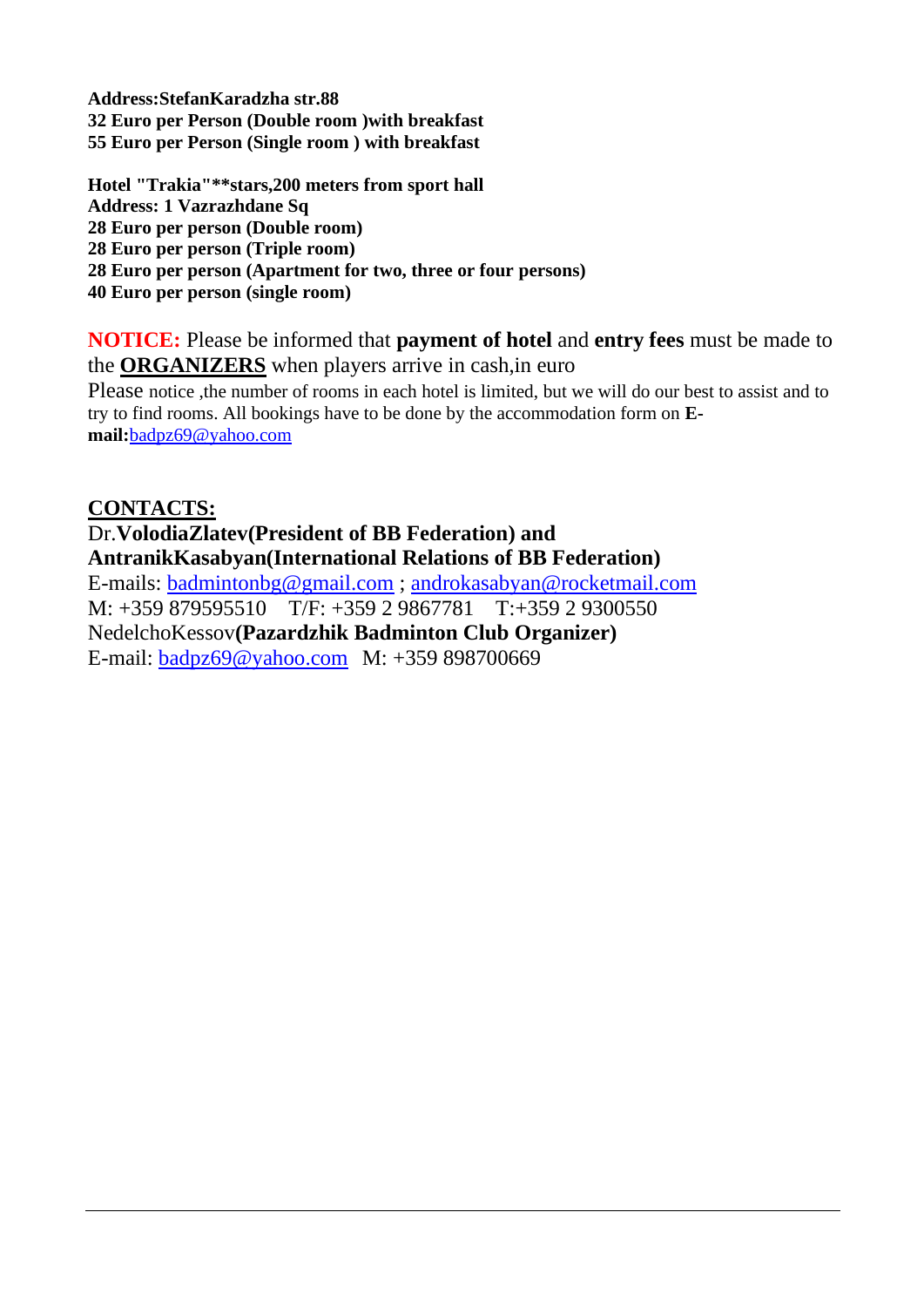**Address:StefanKaradzha str.88**
**32 Euro per Person (Double room )with breakfast**
**55 Euro per Person (Single room ) with breakfast**

**Hotel "Trakia"**stars,200 meters from sport hall**
**Address: 1 Vazrazhdane Sq**
**28 Euro per person (Double room)**
**28 Euro per person (Triple room)**
**28 Euro per person (Apartment for two, three or four persons)**
**40 Euro per person (single room)**

**NOTICE:** Please be informed that **payment of hotel** and **entry fees** must be made to the **ORGANIZERS** when players arrive in cash,in euro

Please notice ,the number of rooms in each hotel is limited, but we will do our best to assist and to try to find rooms. All bookings have to be done by the accommodation form on **E-mail:**badpz69@yahoo.com

## CONTACTS:

Dr.**VolodiaZlatev(President of BB Federation) and AntranikKasabyan(International Relations of BB Federation)**
E-mails: badmintonbg@gmail.com ; androkasabyan@rocketmail.com
M: +359 879595510 T/F: +359 2 9867781 T:+359 2 9300550
NedelchoKessov**(Pazardzhik Badminton Club Organizer)**
E-mail: badpz69@yahoo.com M: +359 898700669